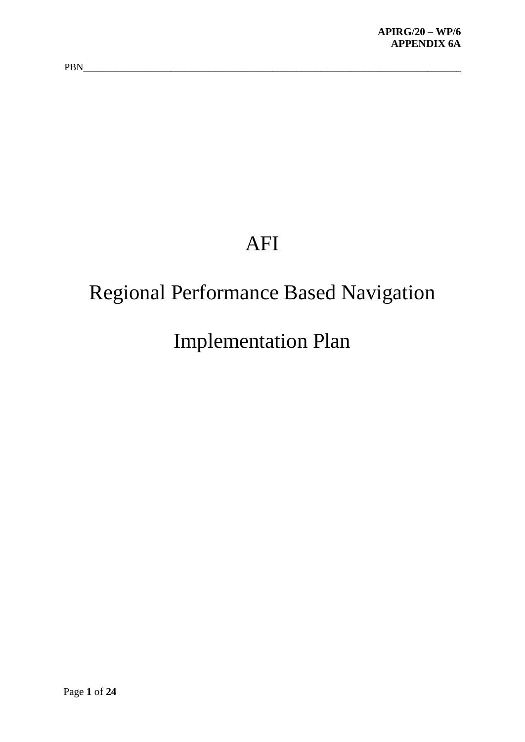# AFI

# Regional Performance Based Navigation

# Implementation Plan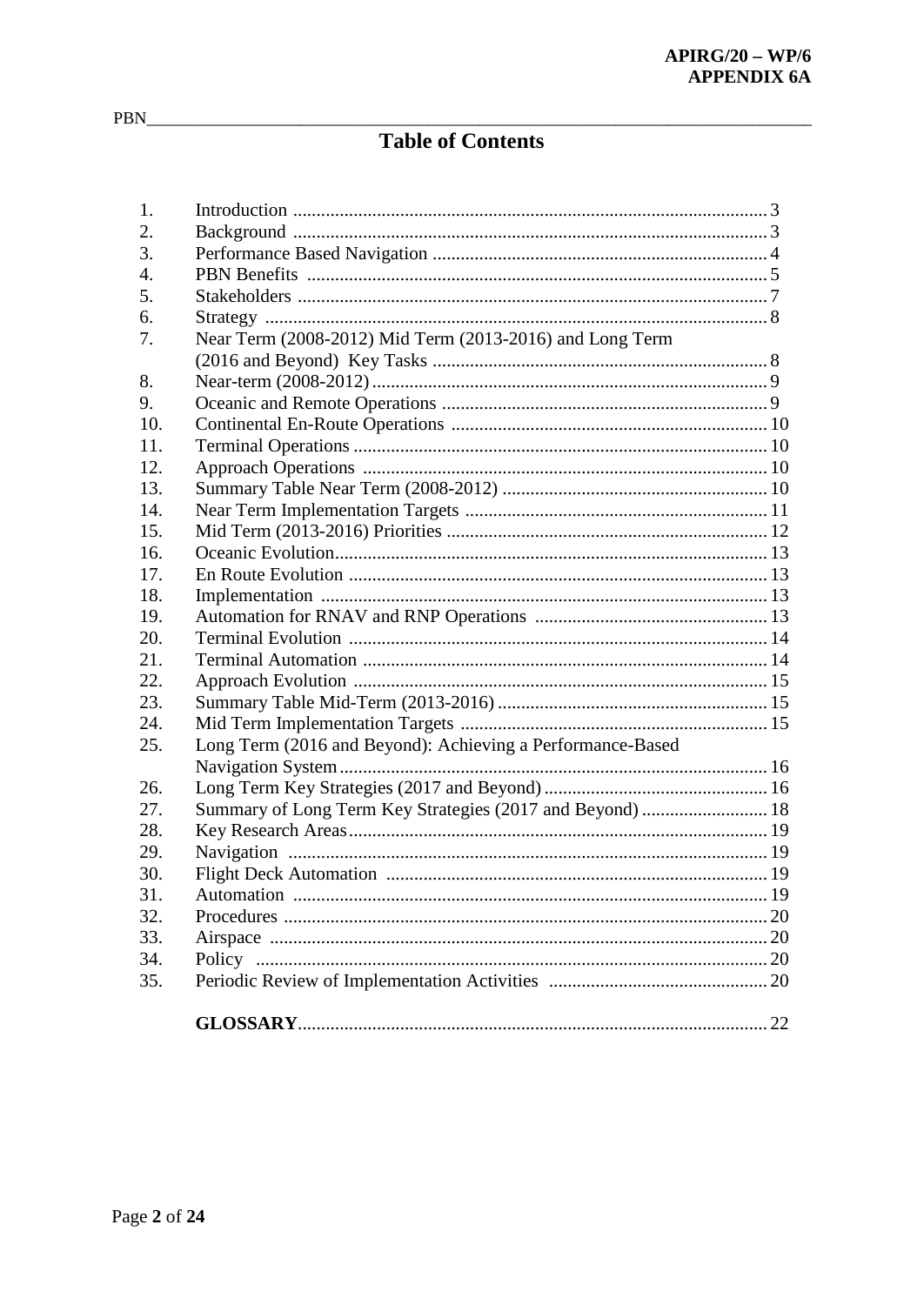# Table of Contents

1. Introduction ..... 3
2. Background ..... 3
3. Performance Based Navigation ..... 4
4. PBN Benefits ..... 5
5. Stakeholders ..... 7
6. Strategy ..... 8
7. Near Term (2008-2012) Mid Term (2013-2016) and Long Term (2016 and Beyond) Key Tasks ..... 8
8. Near-term (2008-2012) ..... 9
9. Oceanic and Remote Operations ..... 9
10. Continental En-Route Operations ..... 10
11. Terminal Operations ..... 10
12. Approach Operations ..... 10
13. Summary Table Near Term (2008-2012) ..... 10
14. Near Term Implementation Targets ..... 11
15. Mid Term (2013-2016) Priorities ..... 12
16. Oceanic Evolution ..... 13
17. En Route Evolution ..... 13
18. Implementation ..... 13
19. Automation for RNAV and RNP Operations ..... 13
20. Terminal Evolution ..... 14
21. Terminal Automation ..... 14
22. Approach Evolution ..... 15
23. Summary Table Mid-Term (2013-2016) ..... 15
24. Mid Term Implementation Targets ..... 15
25. Long Term (2016 and Beyond): Achieving a Performance-Based Navigation System ..... 16
26. Long Term Key Strategies (2017 and Beyond) ..... 16
27. Summary of Long Term Key Strategies (2017 and Beyond) ..... 18
28. Key Research Areas ..... 19
29. Navigation ..... 19
30. Flight Deck Automation ..... 19
31. Automation ..... 19
32. Procedures ..... 20
33. Airspace ..... 20
34. Policy ..... 20
35. Periodic Review of Implementation Activities ..... 20

**GLOSSARY** ..... 22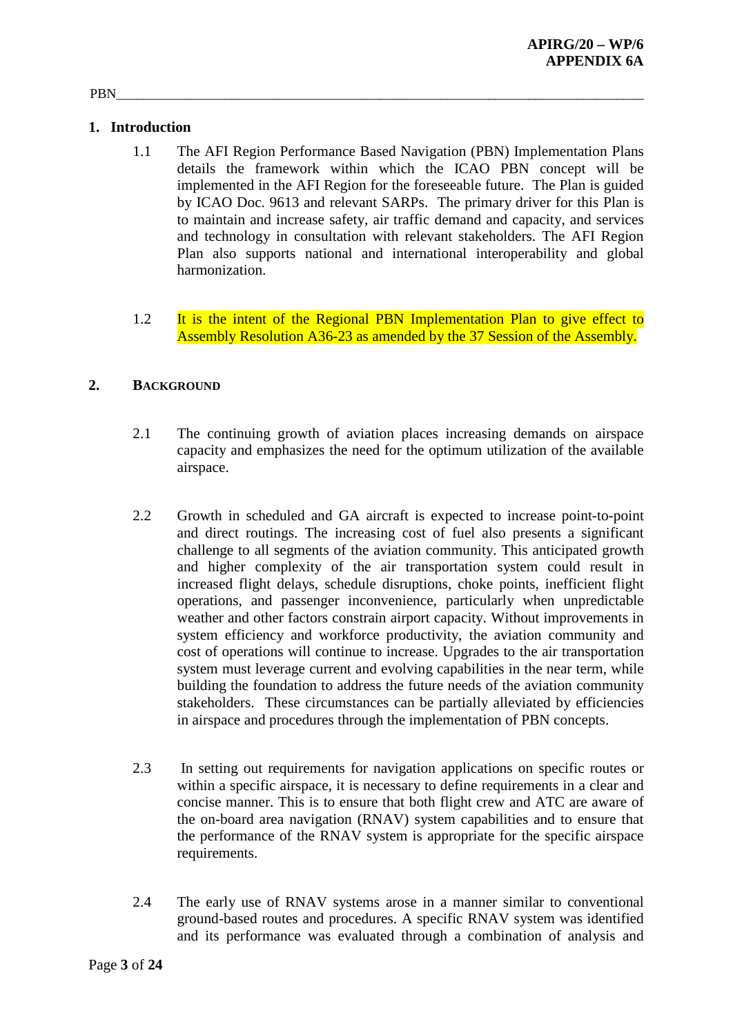PBN

## 1. Introduction

1.1 The AFI Region Performance Based Navigation (PBN) Implementation Plans details the framework within which the ICAO PBN concept will be implemented in the AFI Region for the foreseeable future. The Plan is guided by ICAO Doc. 9613 and relevant SARPs. The primary driver for this Plan is to maintain and increase safety, air traffic demand and capacity, and services and technology in consultation with relevant stakeholders. The AFI Region Plan also supports national and international interoperability and global harmonization.

1.2 It is the intent of the Regional PBN Implementation Plan to give effect to Assembly Resolution A36-23 as amended by the 37 Session of the Assembly.

## 2. BACKGROUND

2.1 The continuing growth of aviation places increasing demands on airspace capacity and emphasizes the need for the optimum utilization of the available airspace.

2.2 Growth in scheduled and GA aircraft is expected to increase point-to-point and direct routings. The increasing cost of fuel also presents a significant challenge to all segments of the aviation community. This anticipated growth and higher complexity of the air transportation system could result in increased flight delays, schedule disruptions, choke points, inefficient flight operations, and passenger inconvenience, particularly when unpredictable weather and other factors constrain airport capacity. Without improvements in system efficiency and workforce productivity, the aviation community and cost of operations will continue to increase. Upgrades to the air transportation system must leverage current and evolving capabilities in the near term, while building the foundation to address the future needs of the aviation community stakeholders. These circumstances can be partially alleviated by efficiencies in airspace and procedures through the implementation of PBN concepts.

2.3 In setting out requirements for navigation applications on specific routes or within a specific airspace, it is necessary to define requirements in a clear and concise manner. This is to ensure that both flight crew and ATC are aware of the on-board area navigation (RNAV) system capabilities and to ensure that the performance of the RNAV system is appropriate for the specific airspace requirements.

2.4 The early use of RNAV systems arose in a manner similar to conventional ground-based routes and procedures. A specific RNAV system was identified and its performance was evaluated through a combination of analysis and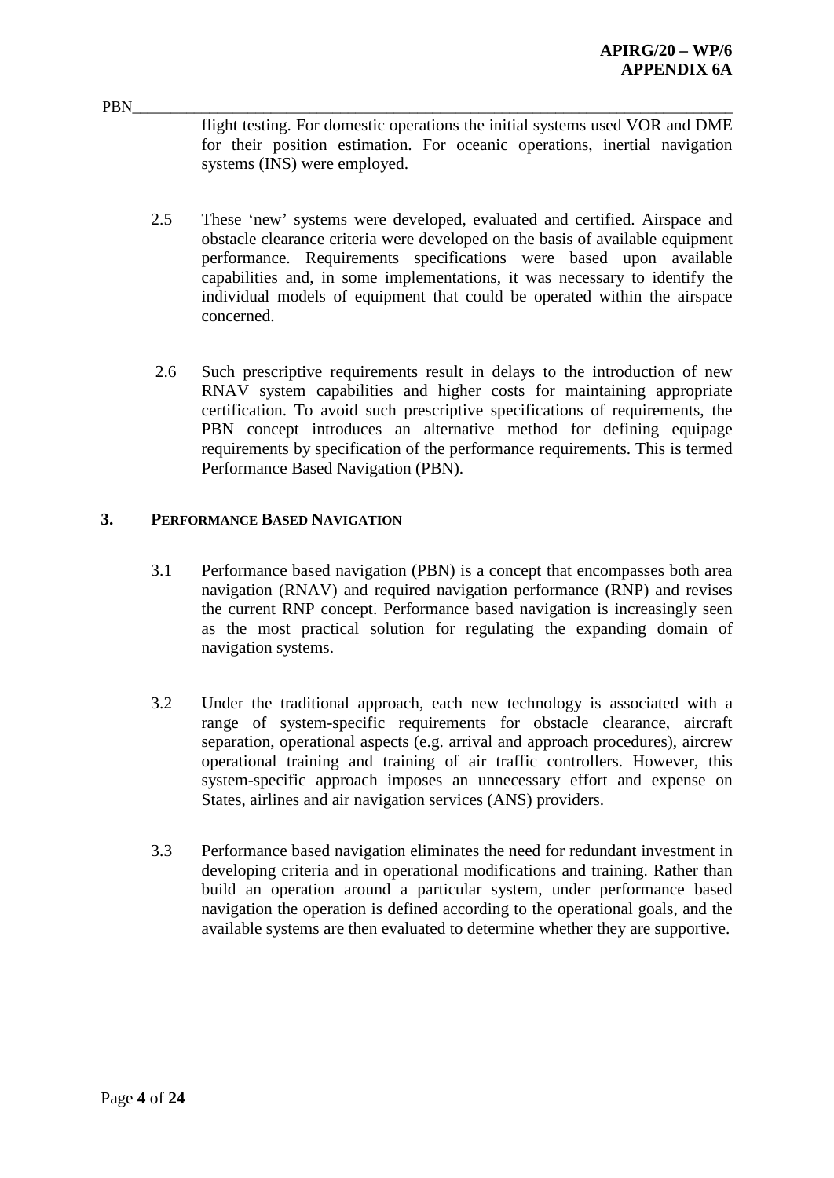flight testing. For domestic operations the initial systems used VOR and DME for their position estimation. For oceanic operations, inertial navigation systems (INS) were employed.

2.5 These 'new' systems were developed, evaluated and certified. Airspace and obstacle clearance criteria were developed on the basis of available equipment performance. Requirements specifications were based upon available capabilities and, in some implementations, it was necessary to identify the individual models of equipment that could be operated within the airspace concerned.

2.6 Such prescriptive requirements result in delays to the introduction of new RNAV system capabilities and higher costs for maintaining appropriate certification. To avoid such prescriptive specifications of requirements, the PBN concept introduces an alternative method for defining equipage requirements by specification of the performance requirements. This is termed Performance Based Navigation (PBN).

## 3. PERFORMANCE BASED NAVIGATION

3.1 Performance based navigation (PBN) is a concept that encompasses both area navigation (RNAV) and required navigation performance (RNP) and revises the current RNP concept. Performance based navigation is increasingly seen as the most practical solution for regulating the expanding domain of navigation systems.

3.2 Under the traditional approach, each new technology is associated with a range of system-specific requirements for obstacle clearance, aircraft separation, operational aspects (e.g. arrival and approach procedures), aircrew operational training and training of air traffic controllers. However, this system-specific approach imposes an unnecessary effort and expense on States, airlines and air navigation services (ANS) providers.

3.3 Performance based navigation eliminates the need for redundant investment in developing criteria and in operational modifications and training. Rather than build an operation around a particular system, under performance based navigation the operation is defined according to the operational goals, and the available systems are then evaluated to determine whether they are supportive.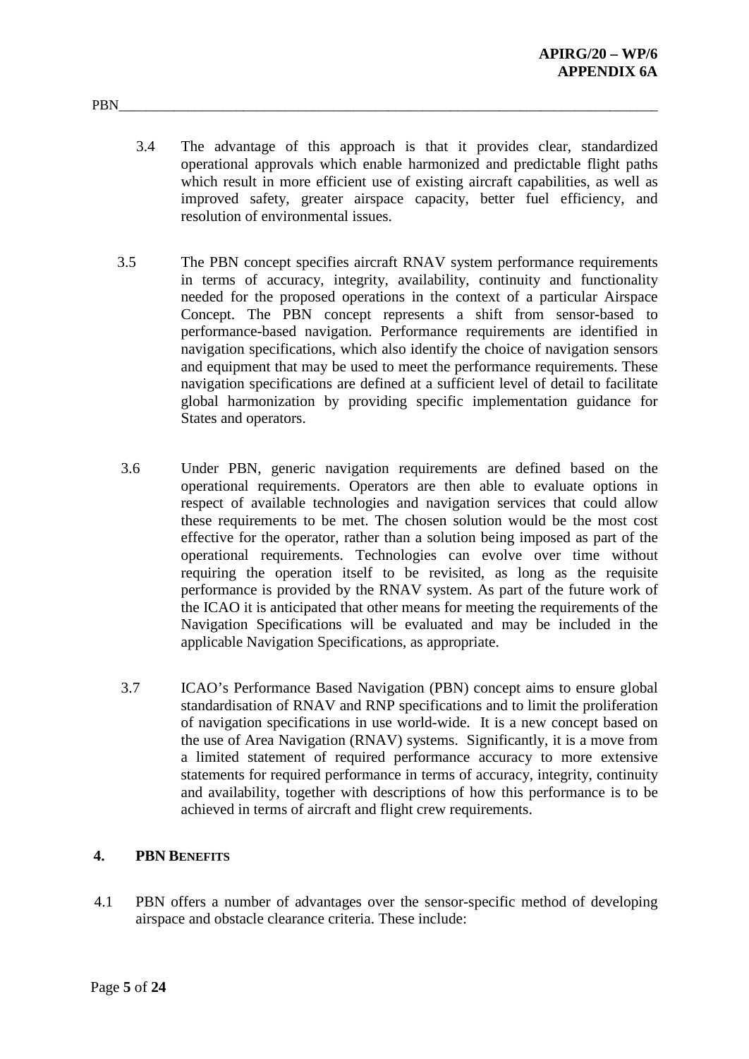3.4 The advantage of this approach is that it provides clear, standardized operational approvals which enable harmonized and predictable flight paths which result in more efficient use of existing aircraft capabilities, as well as improved safety, greater airspace capacity, better fuel efficiency, and resolution of environmental issues.

3.5 The PBN concept specifies aircraft RNAV system performance requirements in terms of accuracy, integrity, availability, continuity and functionality needed for the proposed operations in the context of a particular Airspace Concept. The PBN concept represents a shift from sensor-based to performance-based navigation. Performance requirements are identified in navigation specifications, which also identify the choice of navigation sensors and equipment that may be used to meet the performance requirements. These navigation specifications are defined at a sufficient level of detail to facilitate global harmonization by providing specific implementation guidance for States and operators.

3.6 Under PBN, generic navigation requirements are defined based on the operational requirements. Operators are then able to evaluate options in respect of available technologies and navigation services that could allow these requirements to be met. The chosen solution would be the most cost effective for the operator, rather than a solution being imposed as part of the operational requirements. Technologies can evolve over time without requiring the operation itself to be revisited, as long as the requisite performance is provided by the RNAV system. As part of the future work of the ICAO it is anticipated that other means for meeting the requirements of the Navigation Specifications will be evaluated and may be included in the applicable Navigation Specifications, as appropriate.

3.7 ICAO's Performance Based Navigation (PBN) concept aims to ensure global standardisation of RNAV and RNP specifications and to limit the proliferation of navigation specifications in use world-wide. It is a new concept based on the use of Area Navigation (RNAV) systems. Significantly, it is a move from a limited statement of required performance accuracy to more extensive statements for required performance in terms of accuracy, integrity, continuity and availability, together with descriptions of how this performance is to be achieved in terms of aircraft and flight crew requirements.

## 4. PBN BENEFITS

4.1 PBN offers a number of advantages over the sensor-specific method of developing airspace and obstacle clearance criteria. These include: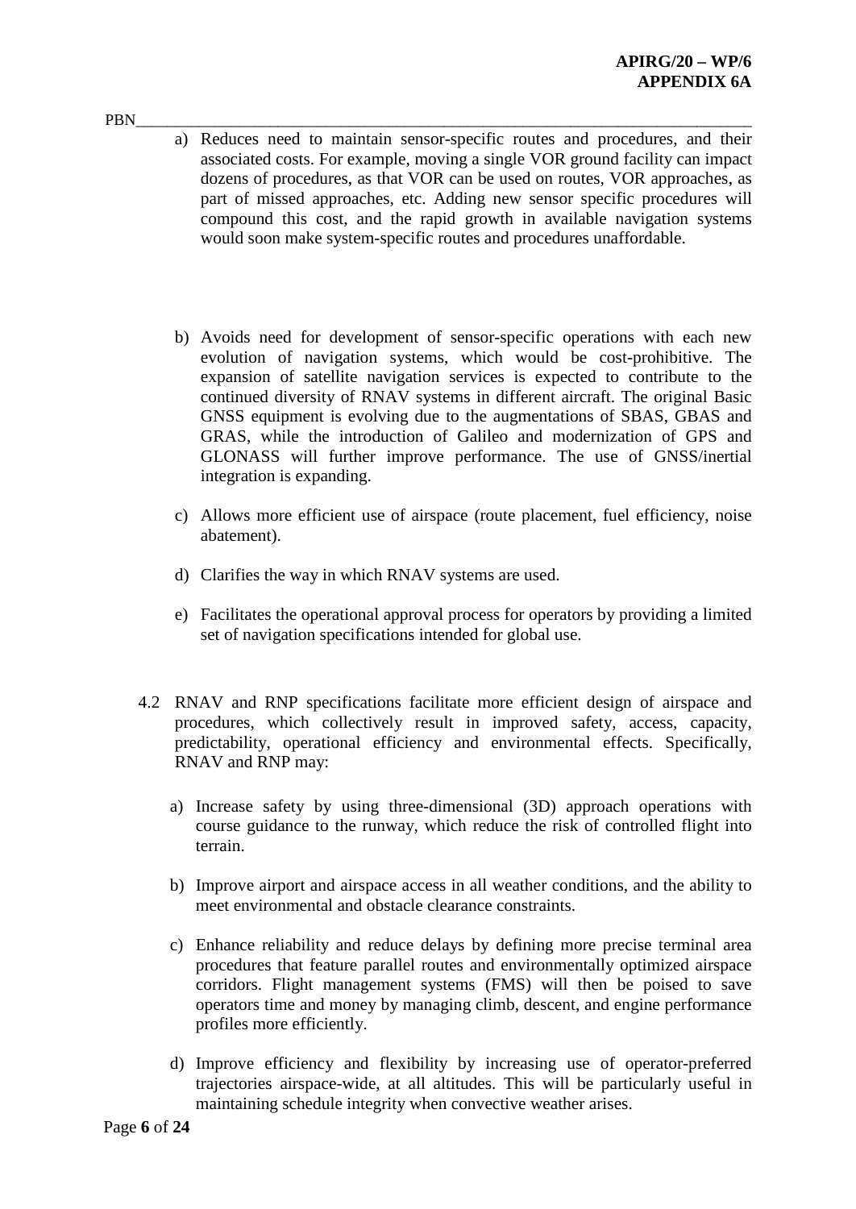a) Reduces need to maintain sensor-specific routes and procedures, and their associated costs. For example, moving a single VOR ground facility can impact dozens of procedures, as that VOR can be used on routes, VOR approaches, as part of missed approaches, etc. Adding new sensor specific procedures will compound this cost, and the rapid growth in available navigation systems would soon make system-specific routes and procedures unaffordable.

b) Avoids need for development of sensor-specific operations with each new evolution of navigation systems, which would be cost-prohibitive. The expansion of satellite navigation services is expected to contribute to the continued diversity of RNAV systems in different aircraft. The original Basic GNSS equipment is evolving due to the augmentations of SBAS, GBAS and GRAS, while the introduction of Galileo and modernization of GPS and GLONASS will further improve performance. The use of GNSS/inertial integration is expanding.

c) Allows more efficient use of airspace (route placement, fuel efficiency, noise abatement).

d) Clarifies the way in which RNAV systems are used.

e) Facilitates the operational approval process for operators by providing a limited set of navigation specifications intended for global use.

4.2 RNAV and RNP specifications facilitate more efficient design of airspace and procedures, which collectively result in improved safety, access, capacity, predictability, operational efficiency and environmental effects. Specifically, RNAV and RNP may:

a) Increase safety by using three-dimensional (3D) approach operations with course guidance to the runway, which reduce the risk of controlled flight into terrain.

b) Improve airport and airspace access in all weather conditions, and the ability to meet environmental and obstacle clearance constraints.

c) Enhance reliability and reduce delays by defining more precise terminal area procedures that feature parallel routes and environmentally optimized airspace corridors. Flight management systems (FMS) will then be poised to save operators time and money by managing climb, descent, and engine performance profiles more efficiently.

d) Improve efficiency and flexibility by increasing use of operator-preferred trajectories airspace-wide, at all altitudes. This will be particularly useful in maintaining schedule integrity when convective weather arises.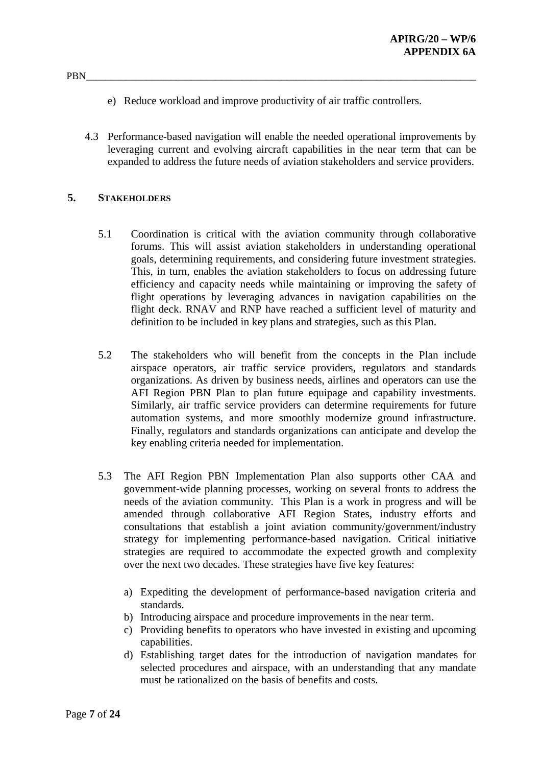e) Reduce workload and improve productivity of air traffic controllers.

4.3 Performance-based navigation will enable the needed operational improvements by leveraging current and evolving aircraft capabilities in the near term that can be expanded to address the future needs of aviation stakeholders and service providers.

## 5. STAKEHOLDERS

5.1 Coordination is critical with the aviation community through collaborative forums. This will assist aviation stakeholders in understanding operational goals, determining requirements, and considering future investment strategies. This, in turn, enables the aviation stakeholders to focus on addressing future efficiency and capacity needs while maintaining or improving the safety of flight operations by leveraging advances in navigation capabilities on the flight deck. RNAV and RNP have reached a sufficient level of maturity and definition to be included in key plans and strategies, such as this Plan.

5.2 The stakeholders who will benefit from the concepts in the Plan include airspace operators, air traffic service providers, regulators and standards organizations. As driven by business needs, airlines and operators can use the AFI Region PBN Plan to plan future equipage and capability investments. Similarly, air traffic service providers can determine requirements for future automation systems, and more smoothly modernize ground infrastructure. Finally, regulators and standards organizations can anticipate and develop the key enabling criteria needed for implementation.

5.3 The AFI Region PBN Implementation Plan also supports other CAA and government-wide planning processes, working on several fronts to address the needs of the aviation community. This Plan is a work in progress and will be amended through collaborative AFI Region States, industry efforts and consultations that establish a joint aviation community/government/industry strategy for implementing performance-based navigation. Critical initiative strategies are required to accommodate the expected growth and complexity over the next two decades. These strategies have five key features:

a) Expediting the development of performance-based navigation criteria and standards.
b) Introducing airspace and procedure improvements in the near term.
c) Providing benefits to operators who have invested in existing and upcoming capabilities.
d) Establishing target dates for the introduction of navigation mandates for selected procedures and airspace, with an understanding that any mandate must be rationalized on the basis of benefits and costs.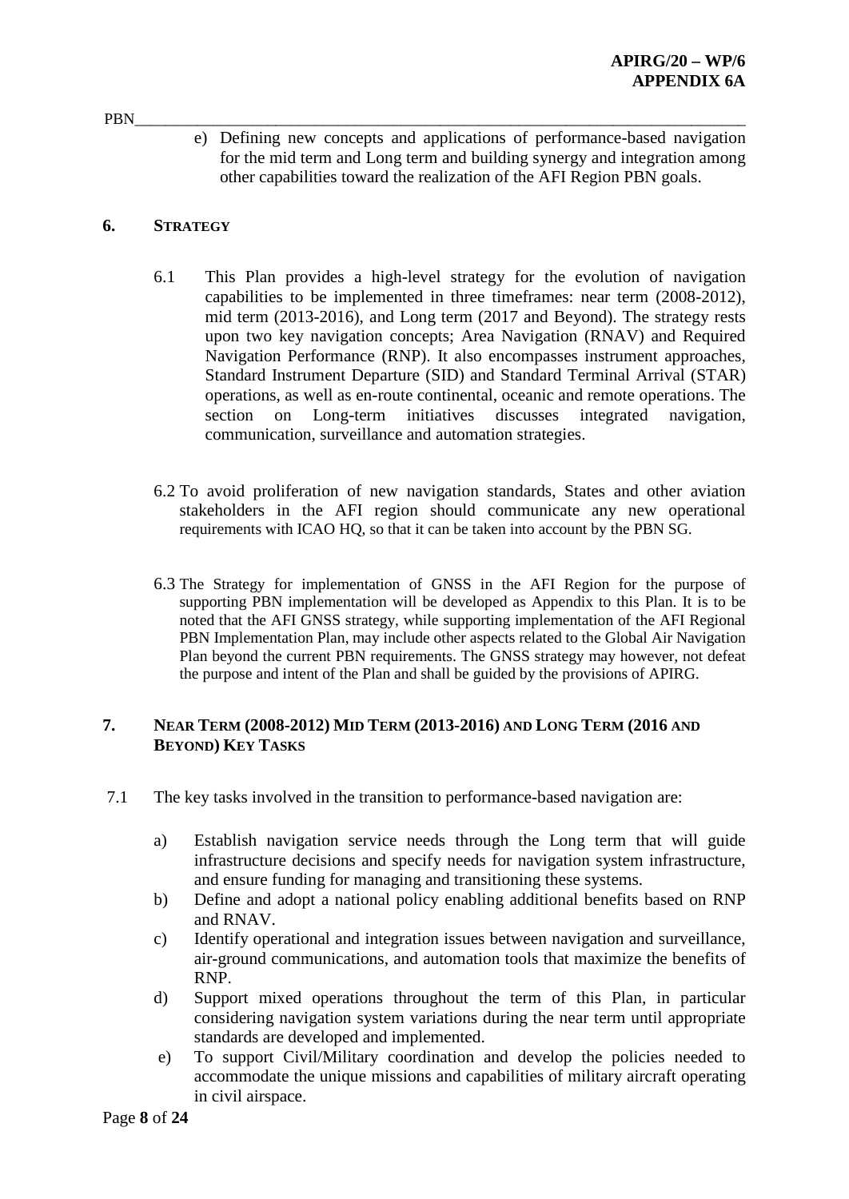e) Defining new concepts and applications of performance-based navigation for the mid term and Long term and building synergy and integration among other capabilities toward the realization of the AFI Region PBN goals.

## 6. STRATEGY

6.1 This Plan provides a high-level strategy for the evolution of navigation capabilities to be implemented in three timeframes: near term (2008-2012), mid term (2013-2016), and Long term (2017 and Beyond). The strategy rests upon two key navigation concepts; Area Navigation (RNAV) and Required Navigation Performance (RNP). It also encompasses instrument approaches, Standard Instrument Departure (SID) and Standard Terminal Arrival (STAR) operations, as well as en-route continental, oceanic and remote operations. The section on Long-term initiatives discusses integrated navigation, communication, surveillance and automation strategies.

6.2 To avoid proliferation of new navigation standards, States and other aviation stakeholders in the AFI region should communicate any new operational requirements with ICAO HQ, so that it can be taken into account by the PBN SG.

6.3 The Strategy for implementation of GNSS in the AFI Region for the purpose of supporting PBN implementation will be developed as Appendix to this Plan. It is to be noted that the AFI GNSS strategy, while supporting implementation of the AFI Regional PBN Implementation Plan, may include other aspects related to the Global Air Navigation Plan beyond the current PBN requirements. The GNSS strategy may however, not defeat the purpose and intent of the Plan and shall be guided by the provisions of APIRG.

## 7. NEAR TERM (2008-2012) MID TERM (2013-2016) AND LONG TERM (2016 AND BEYOND) KEY TASKS

7.1 The key tasks involved in the transition to performance-based navigation are:

a) Establish navigation service needs through the Long term that will guide infrastructure decisions and specify needs for navigation system infrastructure, and ensure funding for managing and transitioning these systems.
b) Define and adopt a national policy enabling additional benefits based on RNP and RNAV.
c) Identify operational and integration issues between navigation and surveillance, air-ground communications, and automation tools that maximize the benefits of RNP.
d) Support mixed operations throughout the term of this Plan, in particular considering navigation system variations during the near term until appropriate standards are developed and implemented.
e) To support Civil/Military coordination and develop the policies needed to accommodate the unique missions and capabilities of military aircraft operating in civil airspace.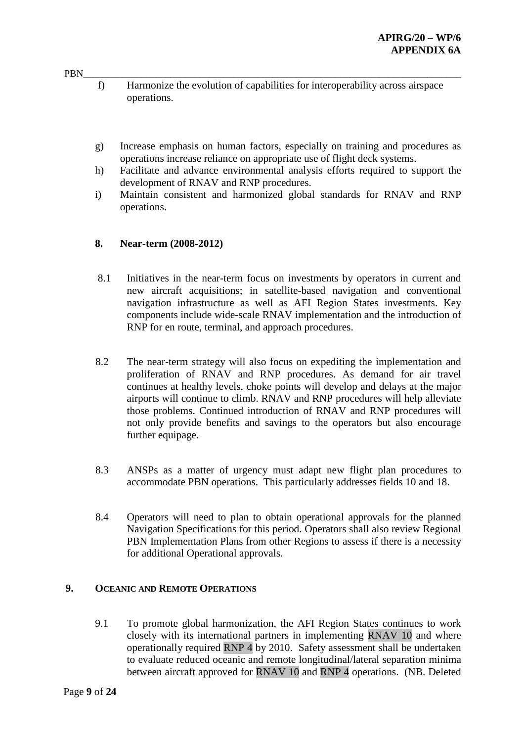f) Harmonize the evolution of capabilities for interoperability across airspace operations.

g) Increase emphasis on human factors, especially on training and procedures as operations increase reliance on appropriate use of flight deck systems.

h) Facilitate and advance environmental analysis efforts required to support the development of RNAV and RNP procedures.

i) Maintain consistent and harmonized global standards for RNAV and RNP operations.

### 8. Near-term (2008-2012)

8.1 Initiatives in the near-term focus on investments by operators in current and new aircraft acquisitions; in satellite-based navigation and conventional navigation infrastructure as well as AFI Region States investments. Key components include wide-scale RNAV implementation and the introduction of RNP for en route, terminal, and approach procedures.

8.2 The near-term strategy will also focus on expediting the implementation and proliferation of RNAV and RNP procedures. As demand for air travel continues at healthy levels, choke points will develop and delays at the major airports will continue to climb. RNAV and RNP procedures will help alleviate those problems. Continued introduction of RNAV and RNP procedures will not only provide benefits and savings to the operators but also encourage further equipage.

8.3 ANSPs as a matter of urgency must adapt new flight plan procedures to accommodate PBN operations. This particularly addresses fields 10 and 18.

8.4 Operators will need to plan to obtain operational approvals for the planned Navigation Specifications for this period. Operators shall also review Regional PBN Implementation Plans from other Regions to assess if there is a necessity for additional Operational approvals.

## 9. OCEANIC AND REMOTE OPERATIONS

9.1 To promote global harmonization, the AFI Region States continues to work closely with its international partners in implementing RNAV 10 and where operationally required RNP 4 by 2010. Safety assessment shall be undertaken to evaluate reduced oceanic and remote longitudinal/lateral separation minima between aircraft approved for RNAV 10 and RNP 4 operations. (NB. Deleted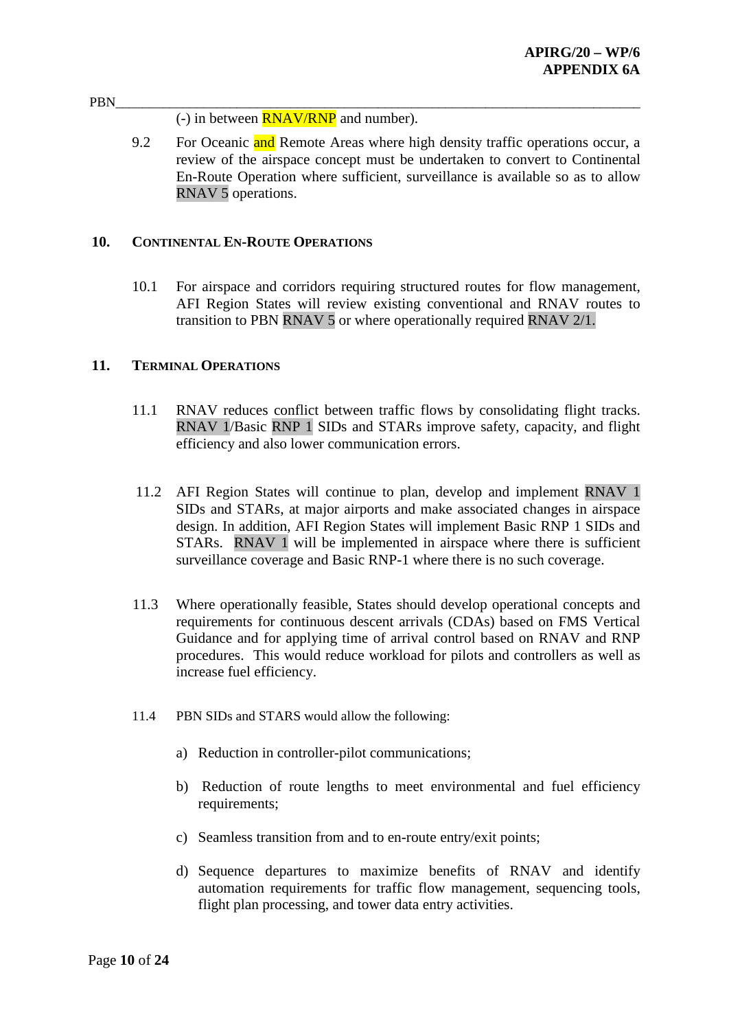(-) in between RNAV/RNP and number).

9.2 For Oceanic and Remote Areas where high density traffic operations occur, a review of the airspace concept must be undertaken to convert to Continental En-Route Operation where sufficient, surveillance is available so as to allow RNAV 5 operations.

## 10. CONTINENTAL EN-ROUTE OPERATIONS

10.1 For airspace and corridors requiring structured routes for flow management, AFI Region States will review existing conventional and RNAV routes to transition to PBN RNAV 5 or where operationally required RNAV 2/1.

## 11. TERMINAL OPERATIONS

11.1 RNAV reduces conflict between traffic flows by consolidating flight tracks. RNAV 1/Basic RNP 1 SIDs and STARs improve safety, capacity, and flight efficiency and also lower communication errors.

11.2 AFI Region States will continue to plan, develop and implement RNAV 1 SIDs and STARs, at major airports and make associated changes in airspace design. In addition, AFI Region States will implement Basic RNP 1 SIDs and STARs. RNAV 1 will be implemented in airspace where there is sufficient surveillance coverage and Basic RNP-1 where there is no such coverage.

11.3 Where operationally feasible, States should develop operational concepts and requirements for continuous descent arrivals (CDAs) based on FMS Vertical Guidance and for applying time of arrival control based on RNAV and RNP procedures. This would reduce workload for pilots and controllers as well as increase fuel efficiency.

11.4 PBN SIDs and STARS would allow the following:

a) Reduction in controller-pilot communications;

b) Reduction of route lengths to meet environmental and fuel efficiency requirements;

c) Seamless transition from and to en-route entry/exit points;

d) Sequence departures to maximize benefits of RNAV and identify automation requirements for traffic flow management, sequencing tools, flight plan processing, and tower data entry activities.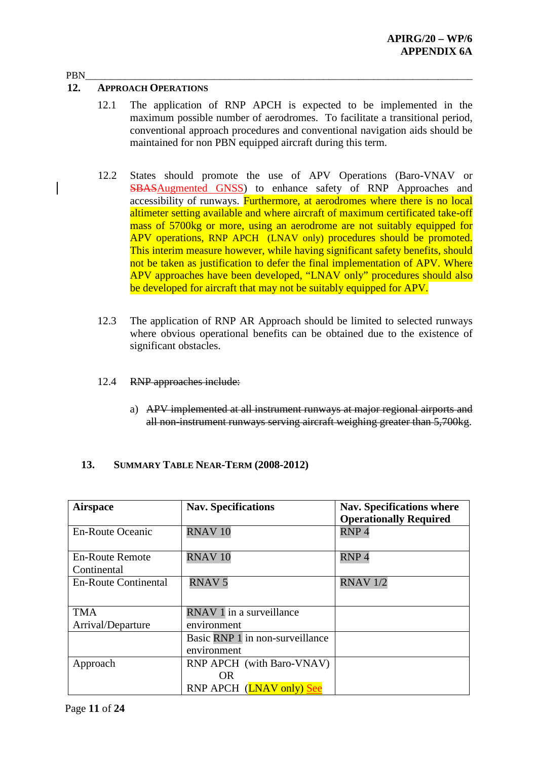PBN

## 12. Approach Operations

12.1 The application of RNP APCH is expected to be implemented in the maximum possible number of aerodromes. To facilitate a transitional period, conventional approach procedures and conventional navigation aids should be maintained for non PBN equipped aircraft during this term.

12.2 States should promote the use of APV Operations (Baro-VNAV or ~~SBAS~~Augmented GNSS) to enhance safety of RNP Approaches and accessibility of runways. Furthermore, at aerodromes where there is no local altimeter setting available and where aircraft of maximum certificated take-off mass of 5700kg or more, using an aerodrome are not suitably equipped for APV operations, RNP APCH (LNAV only) procedures should be promoted. This interim measure however, while having significant safety benefits, should not be taken as justification to defer the final implementation of APV. Where APV approaches have been developed, "LNAV only" procedures should also be developed for aircraft that may not be suitably equipped for APV.

12.3 The application of RNP AR Approach should be limited to selected runways where obvious operational benefits can be obtained due to the existence of significant obstacles.

12.4 ~~RNP approaches include:~~

a) ~~APV implemented at all instrument runways at major regional airports and all non-instrument runways serving aircraft weighing greater than 5,700kg.~~

## 13. Summary Table Near-Term (2008-2012)

| Airspace | Nav. Specifications | Nav. Specifications where Operationally Required |
|---|---|---|
| En-Route Oceanic | RNAV 10 | RNP 4 |
| En-Route Remote Continental | RNAV 10 | RNP 4 |
| En-Route Continental | RNAV 5 | RNAV 1/2 |
| TMA Arrival/Departure | RNAV 1 in a surveillance environment | |
| | Basic RNP 1 in non-surveillance environment | |
| Approach | RNP APCH (with Baro-VNAV) OR RNP APCH (LNAV only) See | |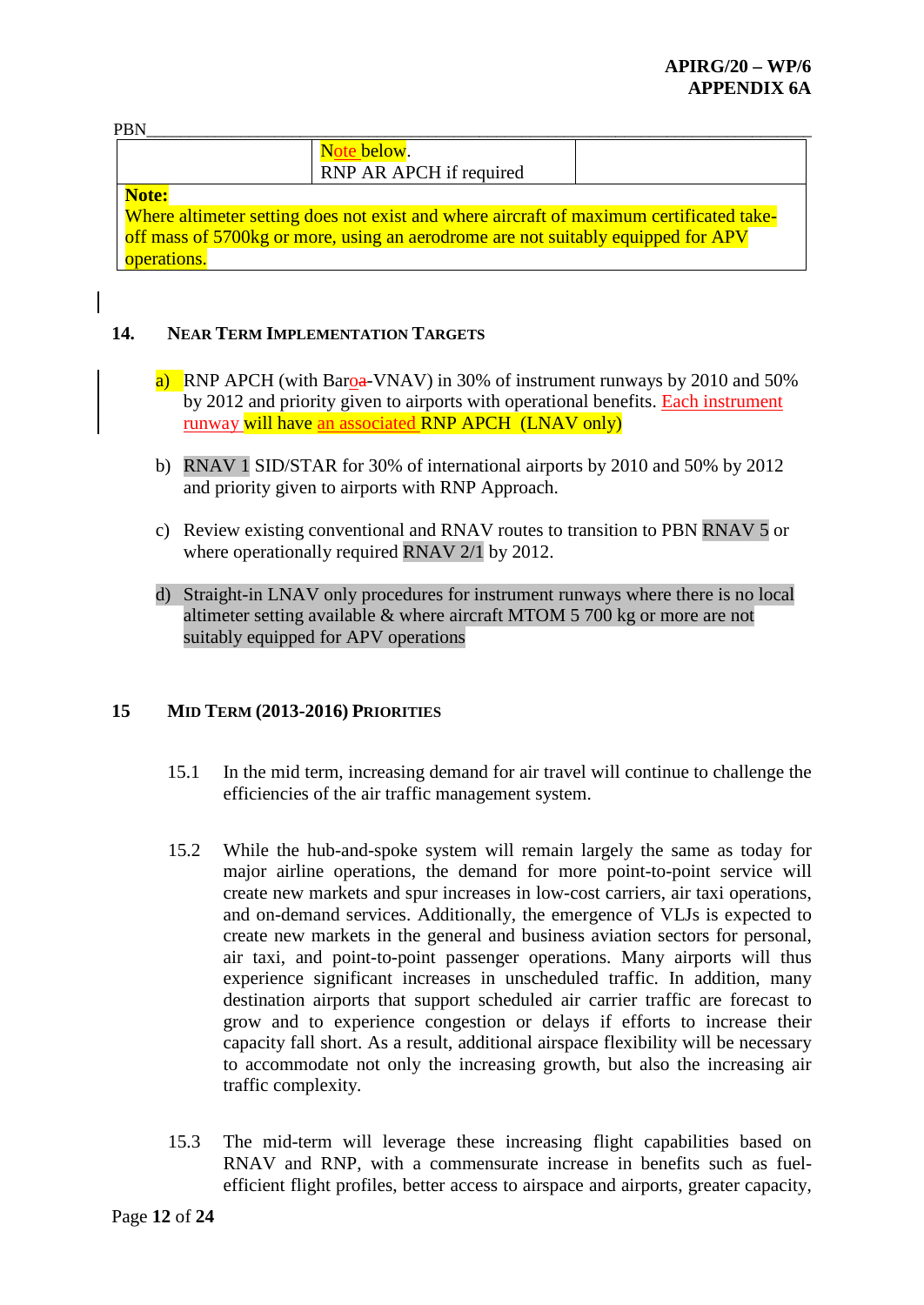PBN

| | Note below.<br>RNP AR APCH if required | |
|---|---|---|
| **Note:**<br>Where altimeter setting does not exist and where aircraft of maximum certificated take-off mass of 5700kg or more, using an aerodrome are not suitably equipped for APV operations. | | |

## 14. NEAR TERM IMPLEMENTATION TARGETS

a) RNP APCH (with Baroa-VNAV) in 30% of instrument runways by 2010 and 50% by 2012 and priority given to airports with operational benefits. Each instrument runway will have an associated RNP APCH (LNAV only)

b) RNAV 1 SID/STAR for 30% of international airports by 2010 and 50% by 2012 and priority given to airports with RNP Approach.

c) Review existing conventional and RNAV routes to transition to PBN RNAV 5 or where operationally required RNAV 2/1 by 2012.

d) Straight-in LNAV only procedures for instrument runways where there is no local altimeter setting available & where aircraft MTOM 5 700 kg or more are not suitably equipped for APV operations

## 15 MID TERM (2013-2016) PRIORITIES

15.1 In the mid term, increasing demand for air travel will continue to challenge the efficiencies of the air traffic management system.

15.2 While the hub-and-spoke system will remain largely the same as today for major airline operations, the demand for more point-to-point service will create new markets and spur increases in low-cost carriers, air taxi operations, and on-demand services. Additionally, the emergence of VLJs is expected to create new markets in the general and business aviation sectors for personal, air taxi, and point-to-point passenger operations. Many airports will thus experience significant increases in unscheduled traffic. In addition, many destination airports that support scheduled air carrier traffic are forecast to grow and to experience congestion or delays if efforts to increase their capacity fall short. As a result, additional airspace flexibility will be necessary to accommodate not only the increasing growth, but also the increasing air traffic complexity.

15.3 The mid-term will leverage these increasing flight capabilities based on RNAV and RNP, with a commensurate increase in benefits such as fuel-efficient flight profiles, better access to airspace and airports, greater capacity,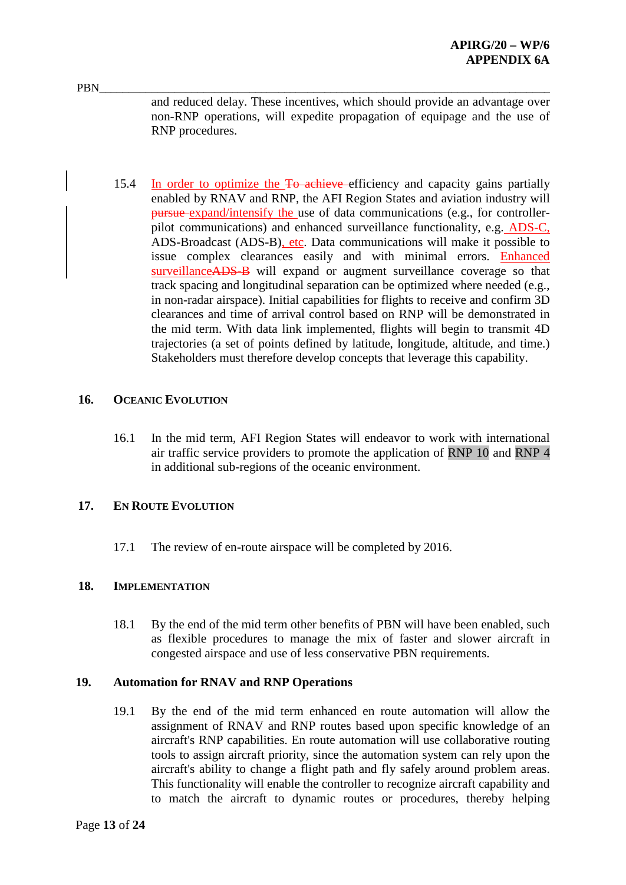and reduced delay. These incentives, which should provide an advantage over non-RNP operations, will expedite propagation of equipage and the use of RNP procedures.

15.4 In order to optimize the ~~To achieve~~ efficiency and capacity gains partially enabled by RNAV and RNP, the AFI Region States and aviation industry will ~~pursue~~ expand/intensify the use of data communications (e.g., for controller-pilot communications) and enhanced surveillance functionality, e.g. ADS-C, ADS-Broadcast (ADS-B), etc. Data communications will make it possible to issue complex clearances easily and with minimal errors. Enhanced surveillance~~ADS-B~~ will expand or augment surveillance coverage so that track spacing and longitudinal separation can be optimized where needed (e.g., in non-radar airspace). Initial capabilities for flights to receive and confirm 3D clearances and time of arrival control based on RNP will be demonstrated in the mid term. With data link implemented, flights will begin to transmit 4D trajectories (a set of points defined by latitude, longitude, altitude, and time.) Stakeholders must therefore develop concepts that leverage this capability.

## 16. Oceanic Evolution

16.1 In the mid term, AFI Region States will endeavor to work with international air traffic service providers to promote the application of RNP 10 and RNP 4 in additional sub-regions of the oceanic environment.

## 17. En Route Evolution

17.1 The review of en-route airspace will be completed by 2016.

## 18. Implementation

18.1 By the end of the mid term other benefits of PBN will have been enabled, such as flexible procedures to manage the mix of faster and slower aircraft in congested airspace and use of less conservative PBN requirements.

## 19. Automation for RNAV and RNP Operations

19.1 By the end of the mid term enhanced en route automation will allow the assignment of RNAV and RNP routes based upon specific knowledge of an aircraft's RNP capabilities. En route automation will use collaborative routing tools to assign aircraft priority, since the automation system can rely upon the aircraft's ability to change a flight path and fly safely around problem areas. This functionality will enable the controller to recognize aircraft capability and to match the aircraft to dynamic routes or procedures, thereby helping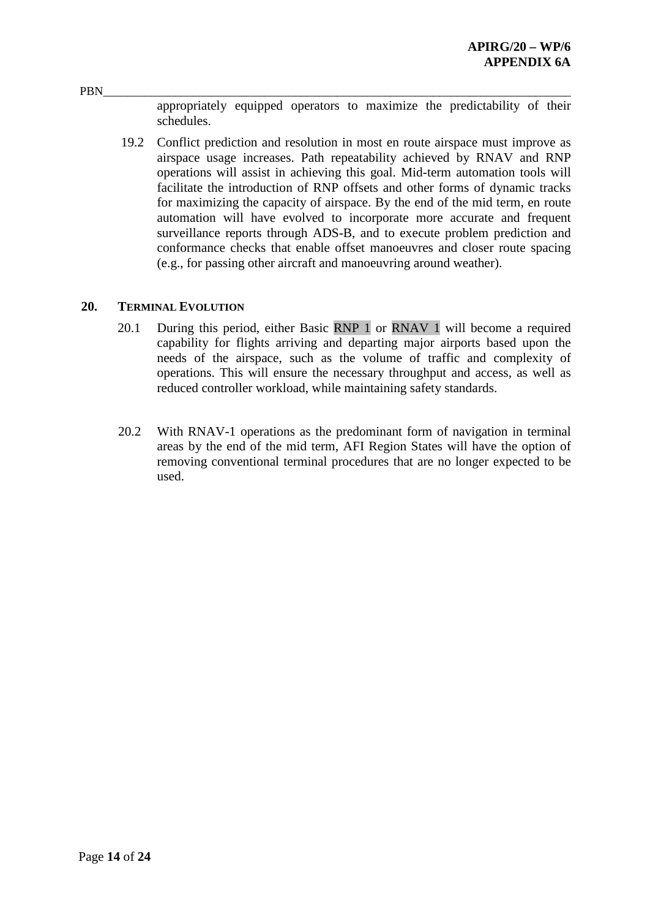appropriately equipped operators to maximize the predictability of their schedules.

19.2 Conflict prediction and resolution in most en route airspace must improve as airspace usage increases. Path repeatability achieved by RNAV and RNP operations will assist in achieving this goal. Mid-term automation tools will facilitate the introduction of RNP offsets and other forms of dynamic tracks for maximizing the capacity of airspace. By the end of the mid term, en route automation will have evolved to incorporate more accurate and frequent surveillance reports through ADS-B, and to execute problem prediction and conformance checks that enable offset manoeuvres and closer route spacing (e.g., for passing other aircraft and manoeuvring around weather).

## 20. TERMINAL EVOLUTION

20.1 During this period, either Basic RNP 1 or RNAV 1 will become a required capability for flights arriving and departing major airports based upon the needs of the airspace, such as the volume of traffic and complexity of operations. This will ensure the necessary throughput and access, as well as reduced controller workload, while maintaining safety standards.

20.2 With RNAV-1 operations as the predominant form of navigation in terminal areas by the end of the mid term, AFI Region States will have the option of removing conventional terminal procedures that are no longer expected to be used.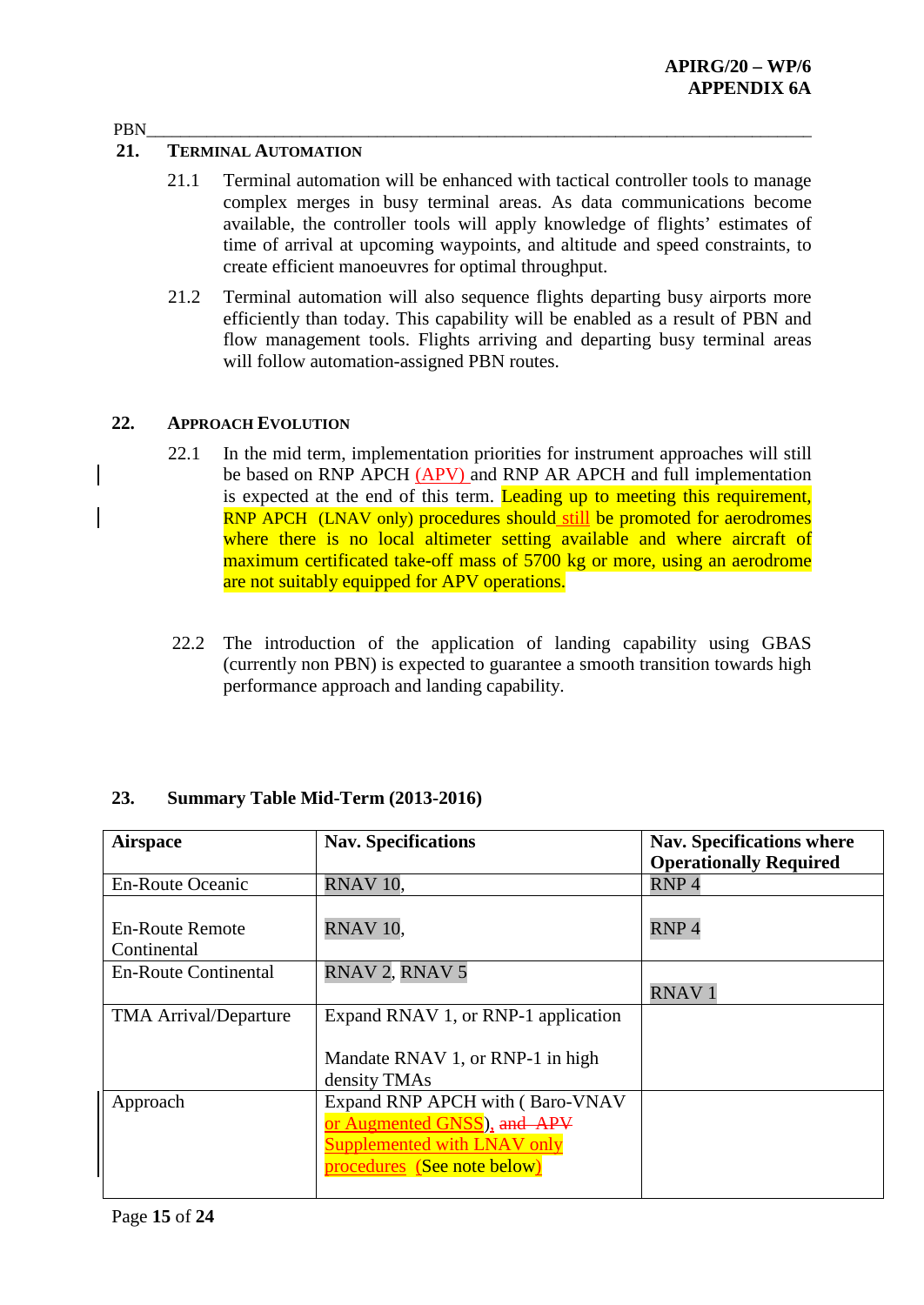PBN

## 21. Terminal Automation

21.1 Terminal automation will be enhanced with tactical controller tools to manage complex merges in busy terminal areas. As data communications become available, the controller tools will apply knowledge of flights' estimates of time of arrival at upcoming waypoints, and altitude and speed constraints, to create efficient manoeuvres for optimal throughput.

21.2 Terminal automation will also sequence flights departing busy airports more efficiently than today. This capability will be enabled as a result of PBN and flow management tools. Flights arriving and departing busy terminal areas will follow automation-assigned PBN routes.

## 22. Approach Evolution

22.1 In the mid term, implementation priorities for instrument approaches will still be based on RNP APCH (APV) and RNP AR APCH and full implementation is expected at the end of this term. Leading up to meeting this requirement, RNP APCH (LNAV only) procedures should still be promoted for aerodromes where there is no local altimeter setting available and where aircraft of maximum certificated take-off mass of 5700 kg or more, using an aerodrome are not suitably equipped for APV operations.

22.2 The introduction of the application of landing capability using GBAS (currently non PBN) is expected to guarantee a smooth transition towards high performance approach and landing capability.

## 23. Summary Table Mid-Term (2013-2016)

| **Airspace** | **Nav. Specifications** | **Nav. Specifications where Operationally Required** |
|---|---|---|
| En-Route Oceanic | RNAV 10, | RNP 4 |
| En-Route Remote Continental | RNAV 10, | RNP 4 |
| En-Route Continental | RNAV 2, RNAV 5 | RNAV 1 |
| TMA Arrival/Departure | Expand RNAV 1, or RNP-1 application<br><br>Mandate RNAV 1, or RNP-1 in high density TMAs | |
| Approach | Expand RNP APCH with ( Baro-VNAV or Augmented GNSS), ~~and APV~~ Supplemented with LNAV only procedures (See note below) | |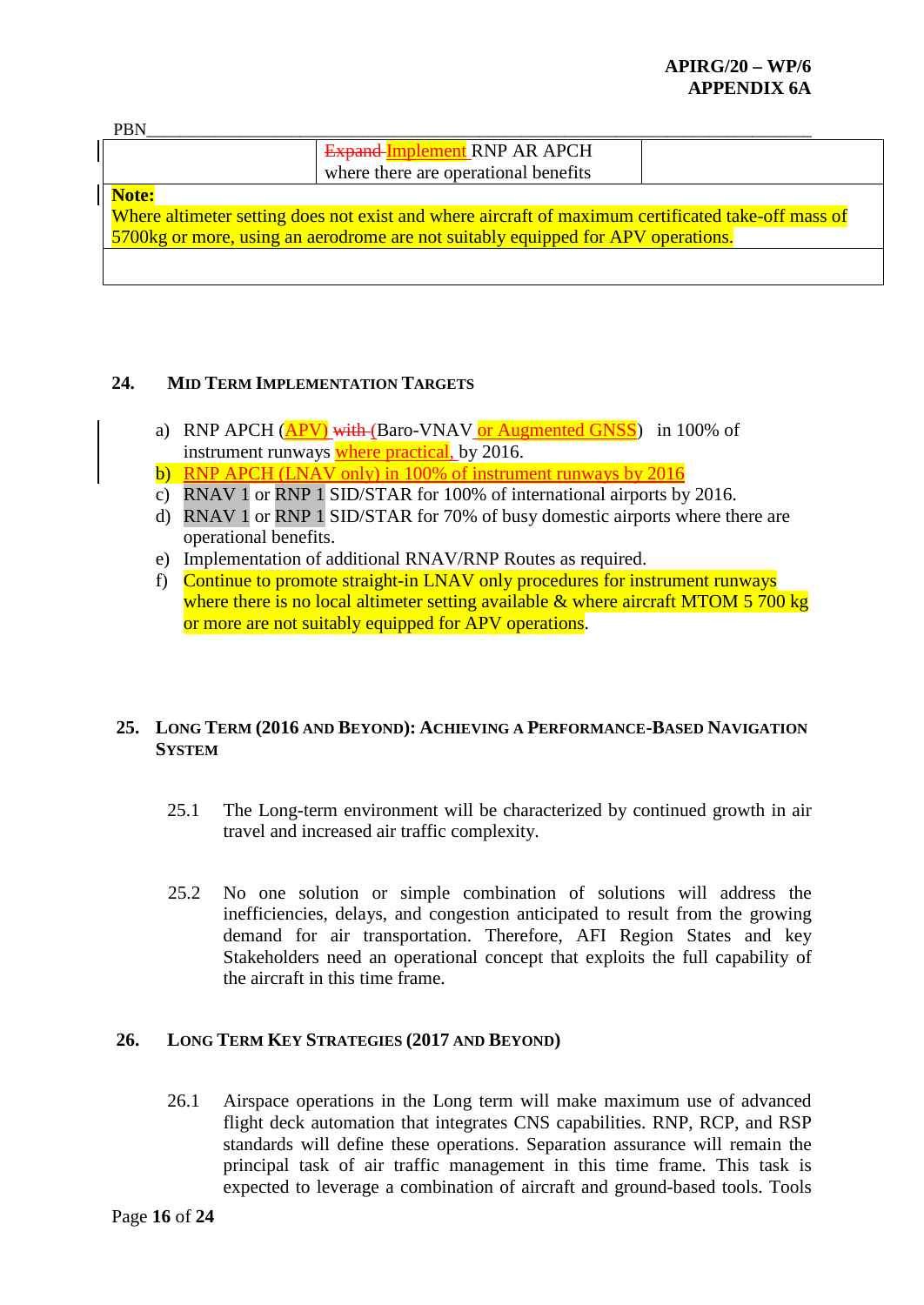PBN

| | Expand Implement RNP AR APCH where there are operational benefits | |
|---|---|---|
| **Note:** Where altimeter setting does not exist and where aircraft of maximum certificated take-off mass of 5700kg or more, using an aerodrome are not suitably equipped for APV operations. | | |
| | | |

## 24. MID TERM IMPLEMENTATION TARGETS

a) RNP APCH (APV) with (Baro-VNAV or Augmented GNSS) in 100% of instrument runways where practical, by 2016.
b) RNP APCH (LNAV only) in 100% of instrument runways by 2016
c) RNAV 1 or RNP 1 SID/STAR for 100% of international airports by 2016.
d) RNAV 1 or RNP 1 SID/STAR for 70% of busy domestic airports where there are operational benefits.
e) Implementation of additional RNAV/RNP Routes as required.
f) Continue to promote straight-in LNAV only procedures for instrument runways where there is no local altimeter setting available & where aircraft MTOM 5 700 kg or more are not suitably equipped for APV operations.

## 25. LONG TERM (2016 AND BEYOND): ACHIEVING A PERFORMANCE-BASED NAVIGATION SYSTEM

25.1 The Long-term environment will be characterized by continued growth in air travel and increased air traffic complexity.

25.2 No one solution or simple combination of solutions will address the inefficiencies, delays, and congestion anticipated to result from the growing demand for air transportation. Therefore, AFI Region States and key Stakeholders need an operational concept that exploits the full capability of the aircraft in this time frame.

## 26. LONG TERM KEY STRATEGIES (2017 AND BEYOND)

26.1 Airspace operations in the Long term will make maximum use of advanced flight deck automation that integrates CNS capabilities. RNP, RCP, and RSP standards will define these operations. Separation assurance will remain the principal task of air traffic management in this time frame. This task is expected to leverage a combination of aircraft and ground-based tools. Tools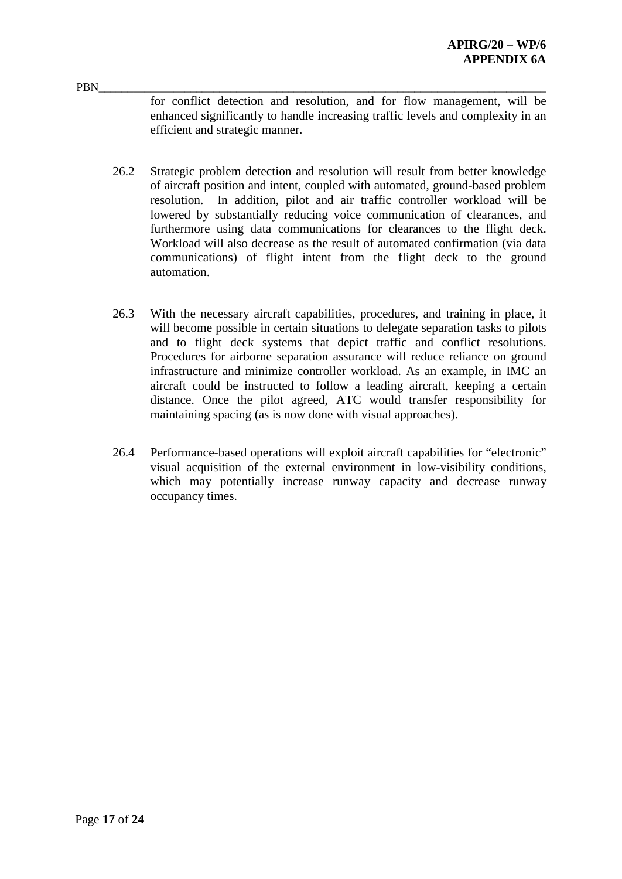for conflict detection and resolution, and for flow management, will be enhanced significantly to handle increasing traffic levels and complexity in an efficient and strategic manner.

26.2 Strategic problem detection and resolution will result from better knowledge of aircraft position and intent, coupled with automated, ground-based problem resolution. In addition, pilot and air traffic controller workload will be lowered by substantially reducing voice communication of clearances, and furthermore using data communications for clearances to the flight deck. Workload will also decrease as the result of automated confirmation (via data communications) of flight intent from the flight deck to the ground automation.

26.3 With the necessary aircraft capabilities, procedures, and training in place, it will become possible in certain situations to delegate separation tasks to pilots and to flight deck systems that depict traffic and conflict resolutions. Procedures for airborne separation assurance will reduce reliance on ground infrastructure and minimize controller workload. As an example, in IMC an aircraft could be instructed to follow a leading aircraft, keeping a certain distance. Once the pilot agreed, ATC would transfer responsibility for maintaining spacing (as is now done with visual approaches).

26.4 Performance-based operations will exploit aircraft capabilities for "electronic" visual acquisition of the external environment in low-visibility conditions, which may potentially increase runway capacity and decrease runway occupancy times.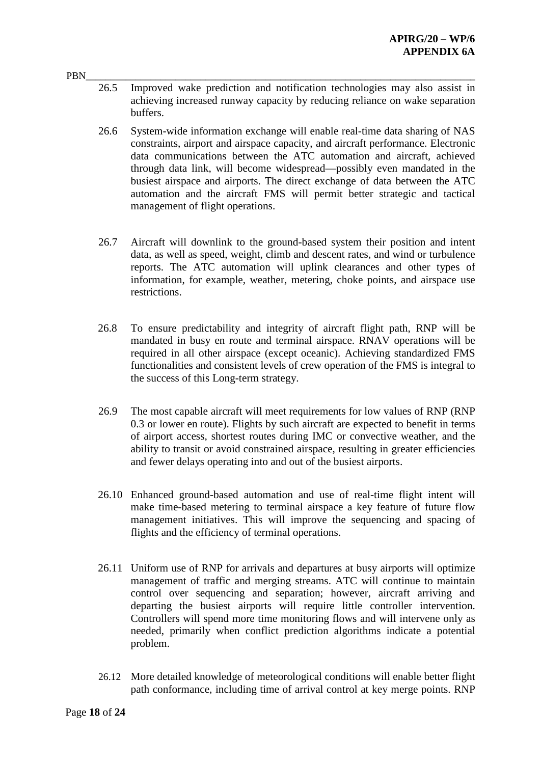26.5 Improved wake prediction and notification technologies may also assist in achieving increased runway capacity by reducing reliance on wake separation buffers.

26.6 System-wide information exchange will enable real-time data sharing of NAS constraints, airport and airspace capacity, and aircraft performance. Electronic data communications between the ATC automation and aircraft, achieved through data link, will become widespread—possibly even mandated in the busiest airspace and airports. The direct exchange of data between the ATC automation and the aircraft FMS will permit better strategic and tactical management of flight operations.

26.7 Aircraft will downlink to the ground-based system their position and intent data, as well as speed, weight, climb and descent rates, and wind or turbulence reports. The ATC automation will uplink clearances and other types of information, for example, weather, metering, choke points, and airspace use restrictions.

26.8 To ensure predictability and integrity of aircraft flight path, RNP will be mandated in busy en route and terminal airspace. RNAV operations will be required in all other airspace (except oceanic). Achieving standardized FMS functionalities and consistent levels of crew operation of the FMS is integral to the success of this Long-term strategy.

26.9 The most capable aircraft will meet requirements for low values of RNP (RNP 0.3 or lower en route). Flights by such aircraft are expected to benefit in terms of airport access, shortest routes during IMC or convective weather, and the ability to transit or avoid constrained airspace, resulting in greater efficiencies and fewer delays operating into and out of the busiest airports.

26.10 Enhanced ground-based automation and use of real-time flight intent will make time-based metering to terminal airspace a key feature of future flow management initiatives. This will improve the sequencing and spacing of flights and the efficiency of terminal operations.

26.11 Uniform use of RNP for arrivals and departures at busy airports will optimize management of traffic and merging streams. ATC will continue to maintain control over sequencing and separation; however, aircraft arriving and departing the busiest airports will require little controller intervention. Controllers will spend more time monitoring flows and will intervene only as needed, primarily when conflict prediction algorithms indicate a potential problem.

26.12 More detailed knowledge of meteorological conditions will enable better flight path conformance, including time of arrival control at key merge points. RNP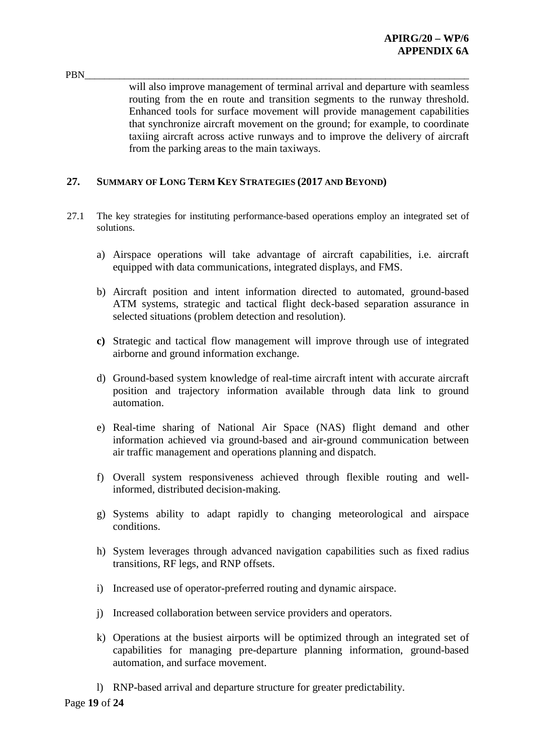will also improve management of terminal arrival and departure with seamless routing from the en route and transition segments to the runway threshold. Enhanced tools for surface movement will provide management capabilities that synchronize aircraft movement on the ground; for example, to coordinate taxiing aircraft across active runways and to improve the delivery of aircraft from the parking areas to the main taxiways.

## 27. SUMMARY OF LONG TERM KEY STRATEGIES (2017 AND BEYOND)

27.1 The key strategies for instituting performance-based operations employ an integrated set of solutions.

a) Airspace operations will take advantage of aircraft capabilities, i.e. aircraft equipped with data communications, integrated displays, and FMS.

b) Aircraft position and intent information directed to automated, ground-based ATM systems, strategic and tactical flight deck-based separation assurance in selected situations (problem detection and resolution).

**c)** Strategic and tactical flow management will improve through use of integrated airborne and ground information exchange.

d) Ground-based system knowledge of real-time aircraft intent with accurate aircraft position and trajectory information available through data link to ground automation.

e) Real-time sharing of National Air Space (NAS) flight demand and other information achieved via ground-based and air-ground communication between air traffic management and operations planning and dispatch.

f) Overall system responsiveness achieved through flexible routing and well-informed, distributed decision-making.

g) Systems ability to adapt rapidly to changing meteorological and airspace conditions.

h) System leverages through advanced navigation capabilities such as fixed radius transitions, RF legs, and RNP offsets.

i) Increased use of operator-preferred routing and dynamic airspace.

j) Increased collaboration between service providers and operators.

k) Operations at the busiest airports will be optimized through an integrated set of capabilities for managing pre-departure planning information, ground-based automation, and surface movement.

l) RNP-based arrival and departure structure for greater predictability.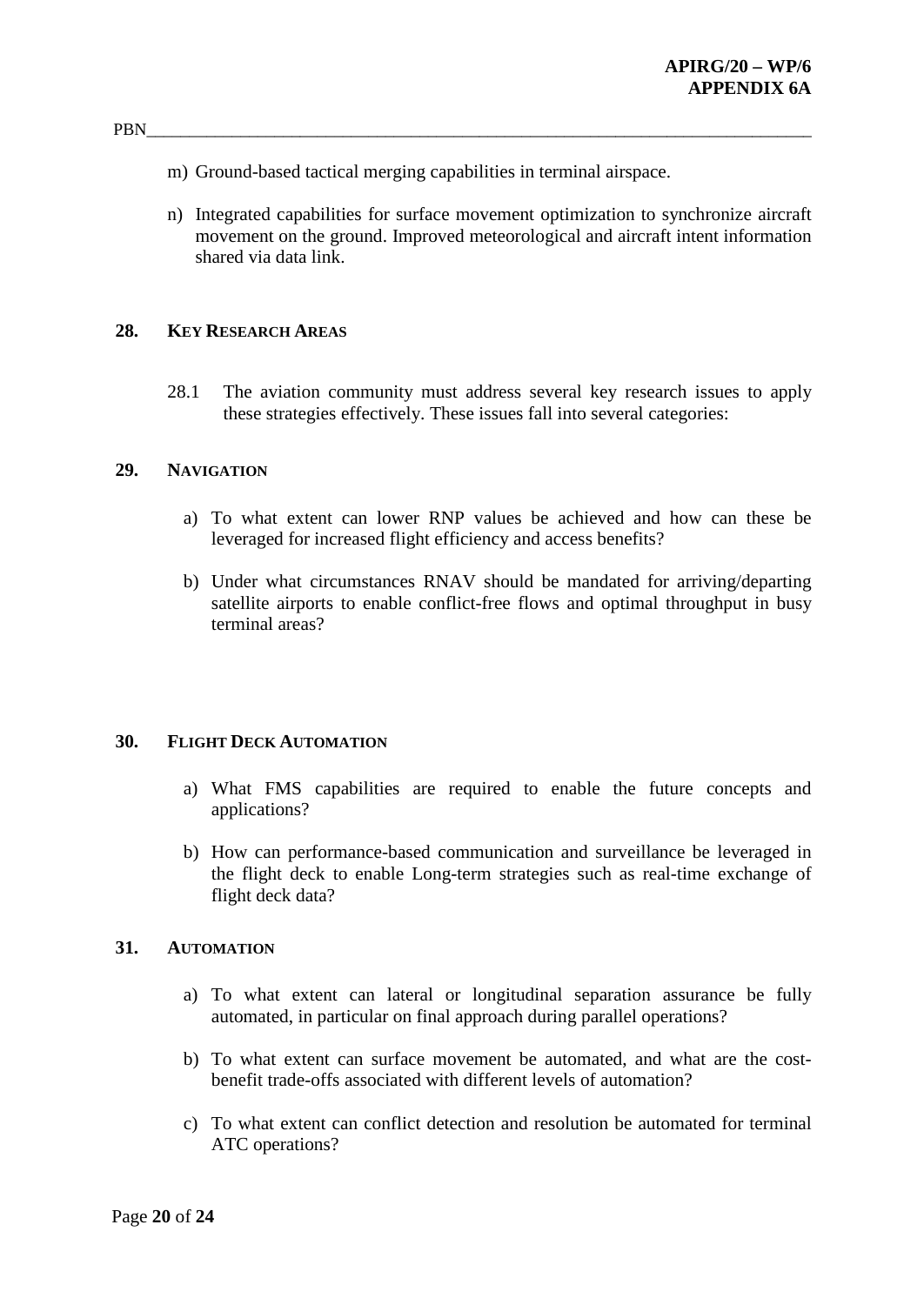m) Ground-based tactical merging capabilities in terminal airspace.

n) Integrated capabilities for surface movement optimization to synchronize aircraft movement on the ground. Improved meteorological and aircraft intent information shared via data link.

## 28. Key Research Areas

28.1 The aviation community must address several key research issues to apply these strategies effectively. These issues fall into several categories:

## 29. Navigation

a) To what extent can lower RNP values be achieved and how can these be leveraged for increased flight efficiency and access benefits?

b) Under what circumstances RNAV should be mandated for arriving/departing satellite airports to enable conflict-free flows and optimal throughput in busy terminal areas?

## 30. Flight Deck Automation

a) What FMS capabilities are required to enable the future concepts and applications?

b) How can performance-based communication and surveillance be leveraged in the flight deck to enable Long-term strategies such as real-time exchange of flight deck data?

## 31. Automation

a) To what extent can lateral or longitudinal separation assurance be fully automated, in particular on final approach during parallel operations?

b) To what extent can surface movement be automated, and what are the cost-benefit trade-offs associated with different levels of automation?

c) To what extent can conflict detection and resolution be automated for terminal ATC operations?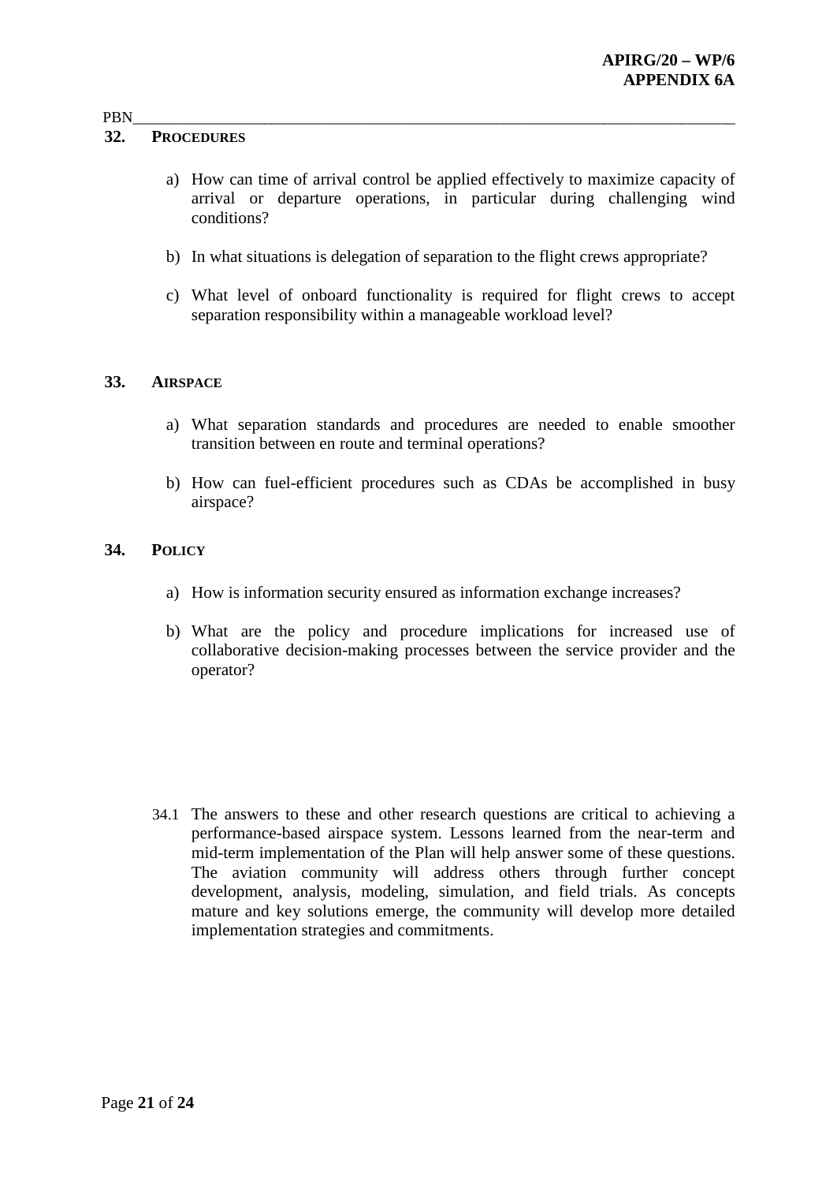## 32. PROCEDURES

a) How can time of arrival control be applied effectively to maximize capacity of arrival or departure operations, in particular during challenging wind conditions?

b) In what situations is delegation of separation to the flight crews appropriate?

c) What level of onboard functionality is required for flight crews to accept separation responsibility within a manageable workload level?

## 33. AIRSPACE

a) What separation standards and procedures are needed to enable smoother transition between en route and terminal operations?

b) How can fuel-efficient procedures such as CDAs be accomplished in busy airspace?

## 34. POLICY

a) How is information security ensured as information exchange increases?

b) What are the policy and procedure implications for increased use of collaborative decision-making processes between the service provider and the operator?

34.1 The answers to these and other research questions are critical to achieving a performance-based airspace system. Lessons learned from the near-term and mid-term implementation of the Plan will help answer some of these questions. The aviation community will address others through further concept development, analysis, modeling, simulation, and field trials. As concepts mature and key solutions emerge, the community will develop more detailed implementation strategies and commitments.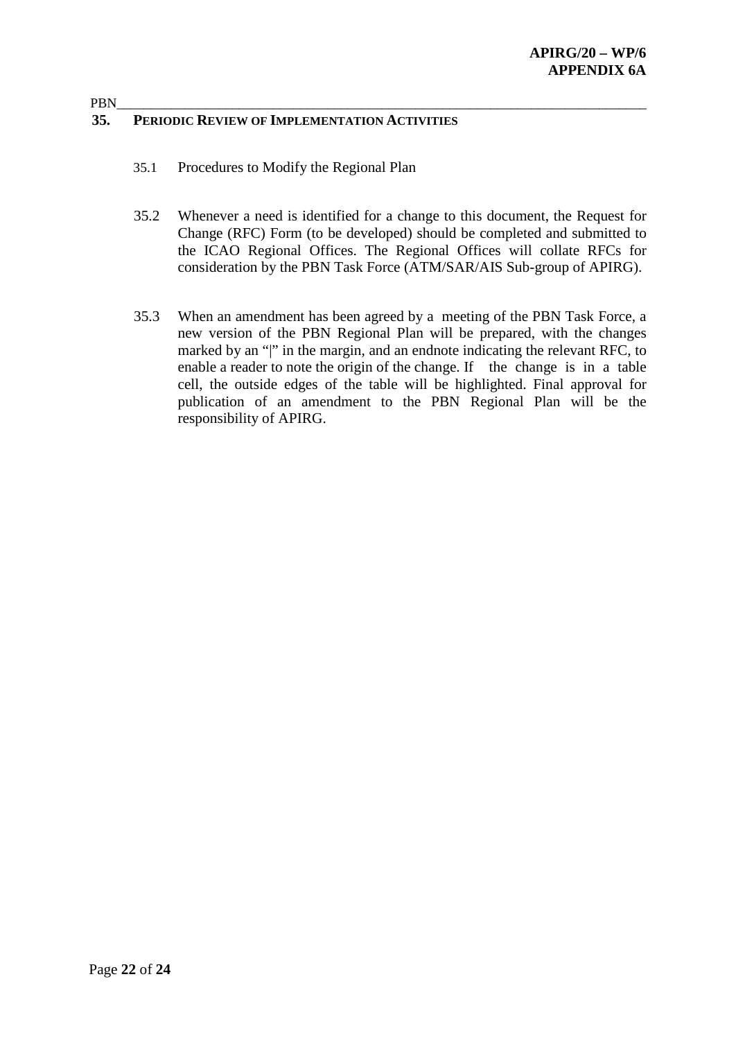## 35. PERIODIC REVIEW OF IMPLEMENTATION ACTIVITIES

35.1 Procedures to Modify the Regional Plan

35.2 Whenever a need is identified for a change to this document, the Request for Change (RFC) Form (to be developed) should be completed and submitted to the ICAO Regional Offices. The Regional Offices will collate RFCs for consideration by the PBN Task Force (ATM/SAR/AIS Sub-group of APIRG).

35.3 When an amendment has been agreed by a meeting of the PBN Task Force, a new version of the PBN Regional Plan will be prepared, with the changes marked by an "|" in the margin, and an endnote indicating the relevant RFC, to enable a reader to note the origin of the change. If the change is in a table cell, the outside edges of the table will be highlighted. Final approval for publication of an amendment to the PBN Regional Plan will be the responsibility of APIRG.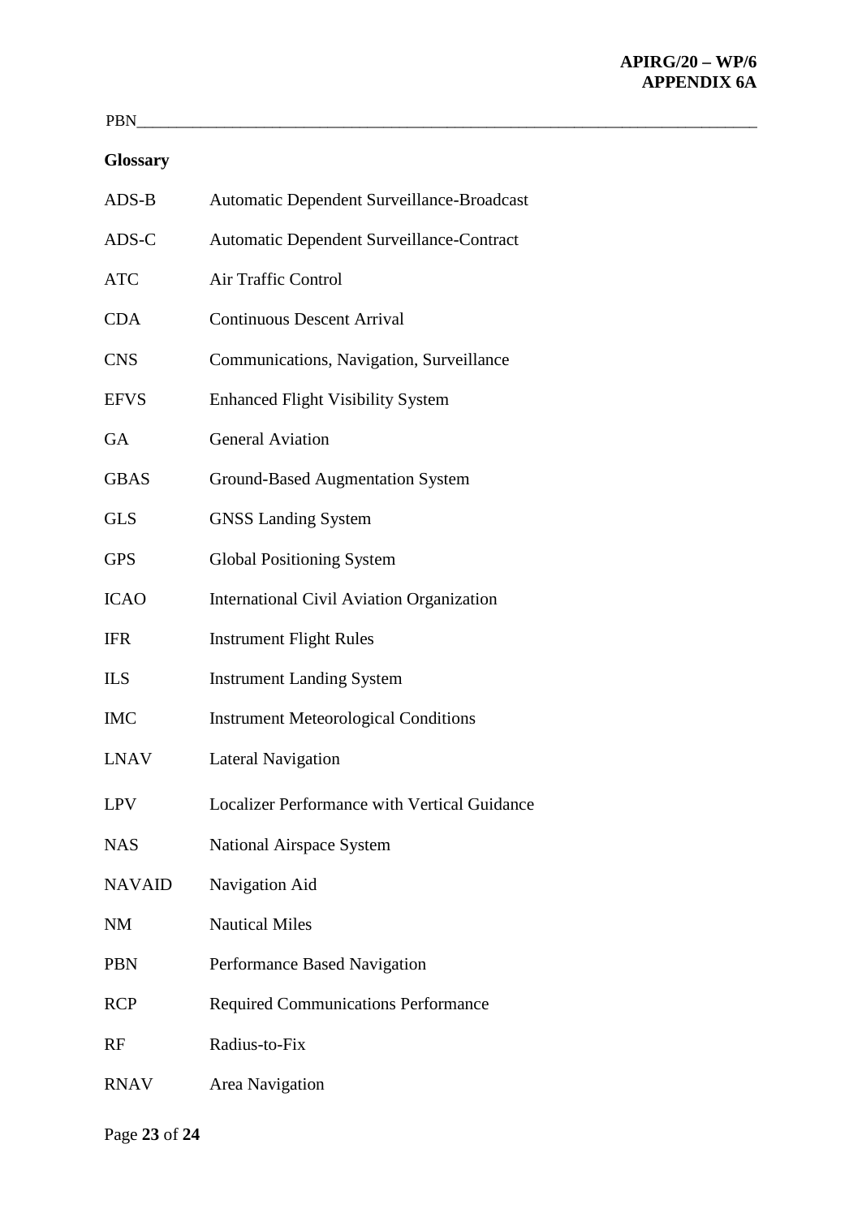## Glossary

| | |
|---|---|
| ADS-B | Automatic Dependent Surveillance-Broadcast |
| ADS-C | Automatic Dependent Surveillance-Contract |
| ATC | Air Traffic Control |
| CDA | Continuous Descent Arrival |
| CNS | Communications, Navigation, Surveillance |
| EFVS | Enhanced Flight Visibility System |
| GA | General Aviation |
| GBAS | Ground-Based Augmentation System |
| GLS | GNSS Landing System |
| GPS | Global Positioning System |
| ICAO | International Civil Aviation Organization |
| IFR | Instrument Flight Rules |
| ILS | Instrument Landing System |
| IMC | Instrument Meteorological Conditions |
| LNAV | Lateral Navigation |
| LPV | Localizer Performance with Vertical Guidance |
| NAS | National Airspace System |
| NAVAID | Navigation Aid |
| NM | Nautical Miles |
| PBN | Performance Based Navigation |
| RCP | Required Communications Performance |
| RF | Radius-to-Fix |
| RNAV | Area Navigation |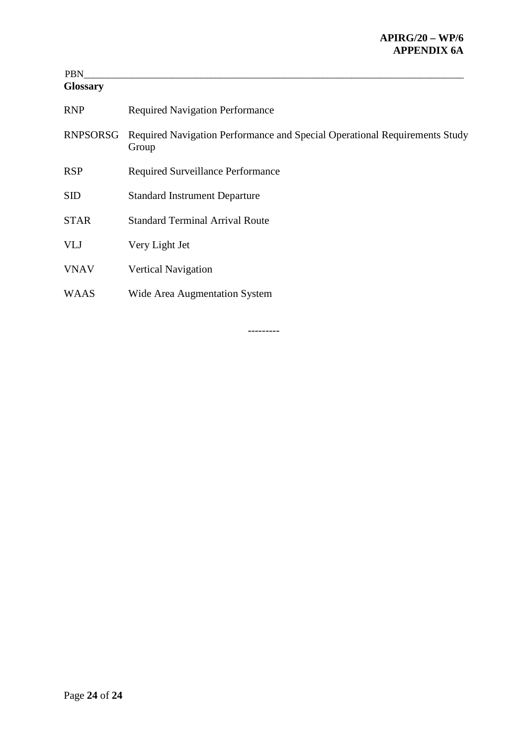**Glossary**

| | |
|---|---|
| RNP | Required Navigation Performance |
| RNPSORSG | Required Navigation Performance and Special Operational Requirements Study Group |
| RSP | Required Surveillance Performance |
| SID | Standard Instrument Departure |
| STAR | Standard Terminal Arrival Route |
| VLJ | Very Light Jet |
| VNAV | Vertical Navigation |
| WAAS | Wide Area Augmentation System |

---------